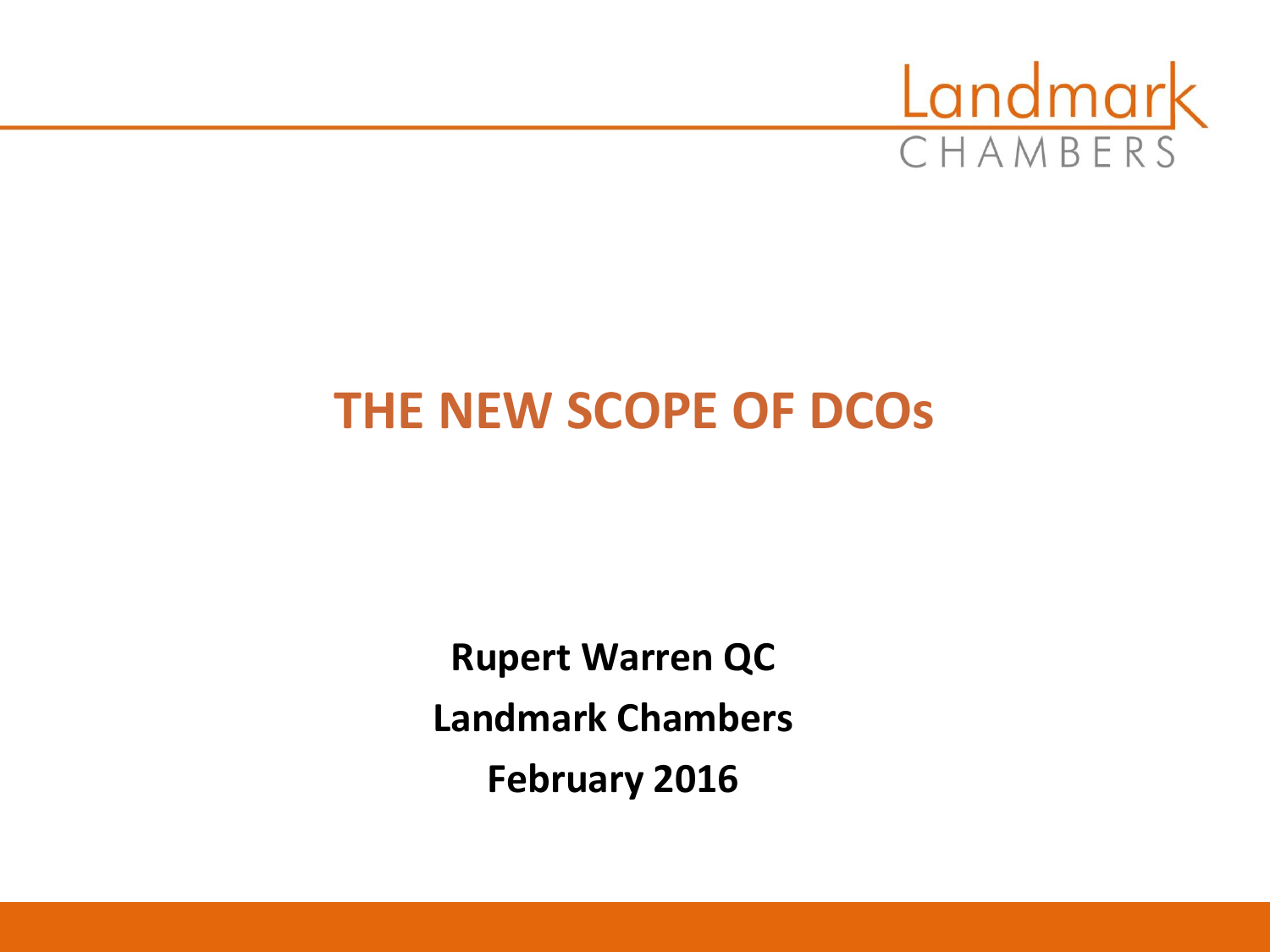Landmark CHAMBERS

# THE NEW SCOPE OF DCOs

**Rupert Warren QC**

**Landmark Chambers**

**February 2016**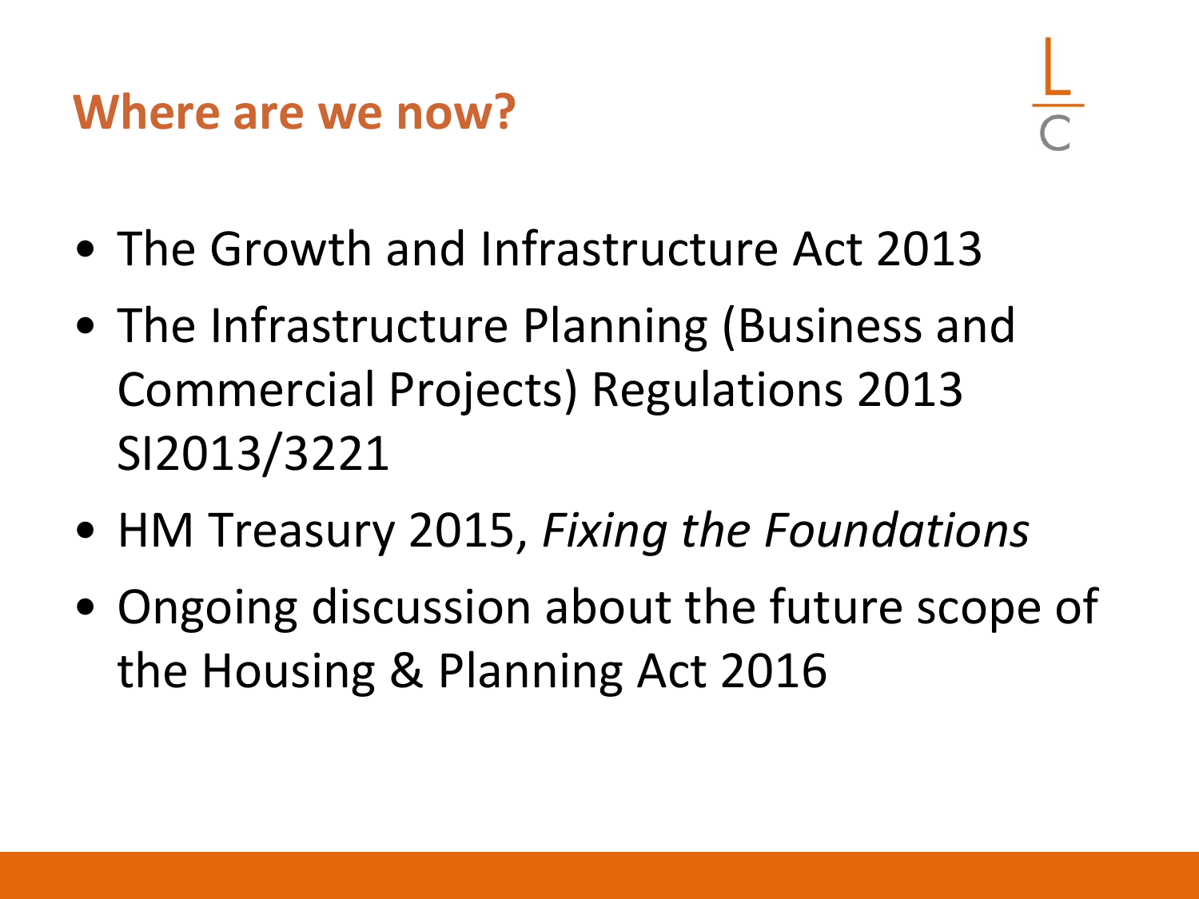## Where are we now?

- The Growth and Infrastructure Act 2013
- The Infrastructure Planning (Business and Commercial Projects) Regulations 2013 SI2013/3221
- HM Treasury 2015, *Fixing the Foundations*
- Ongoing discussion about the future scope of the Housing & Planning Act 2016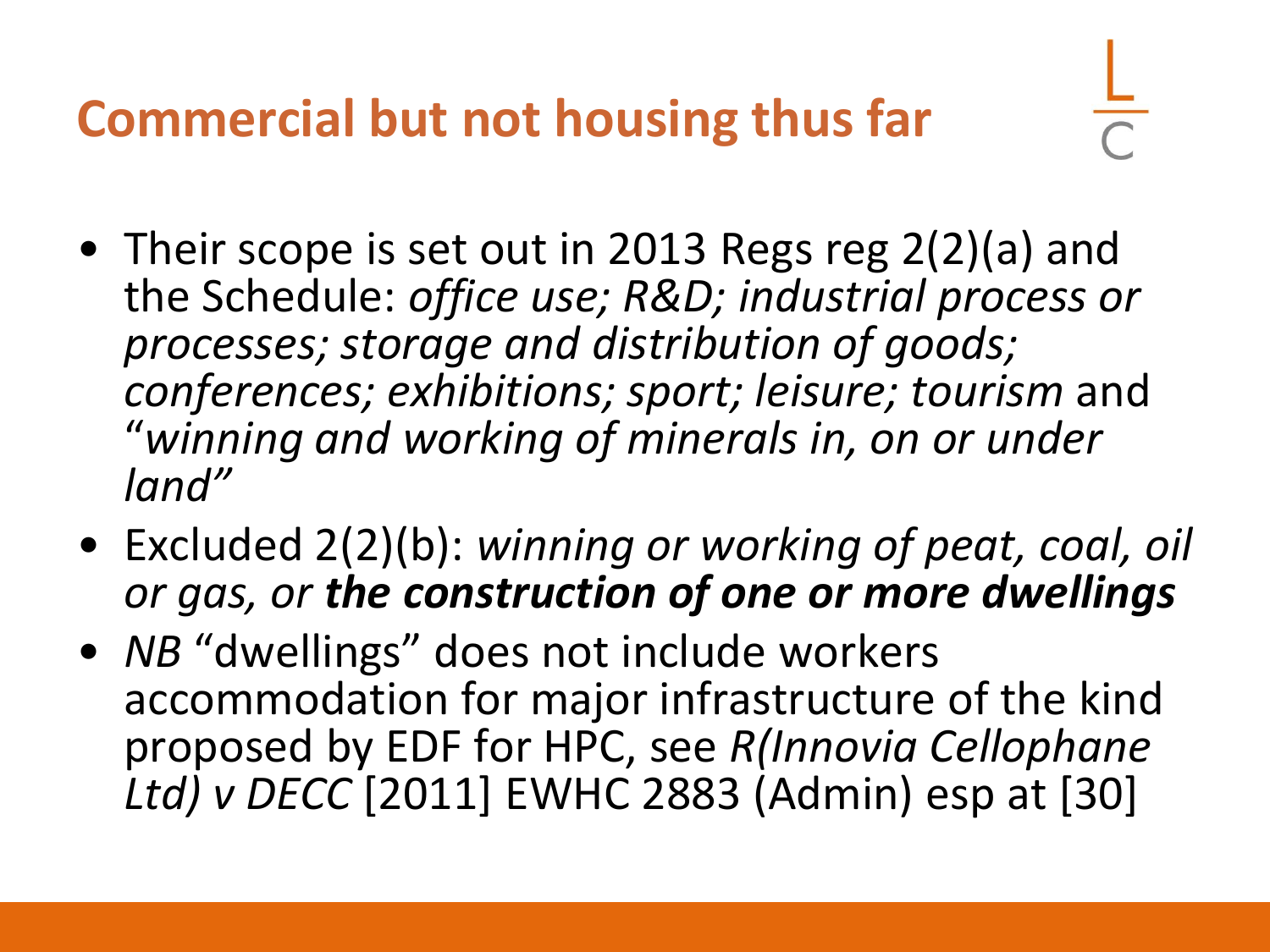# Commercial but not housing thus far

- Their scope is set out in 2013 Regs reg 2(2)(a) and the Schedule: *office use; R&D; industrial process or processes; storage and distribution of goods; conferences; exhibitions; sport; leisure; tourism* and "*winning and working of minerals in, on or under land"*
- Excluded 2(2)(b): *winning or working of peat, coal, oil or gas, or* ***the construction of one or more dwellings***
- *NB* "dwellings" does not include workers accommodation for major infrastructure of the kind proposed by EDF for HPC, see *R(Innovia Cellophane Ltd) v DECC* [2011] EWHC 2883 (Admin) esp at [30]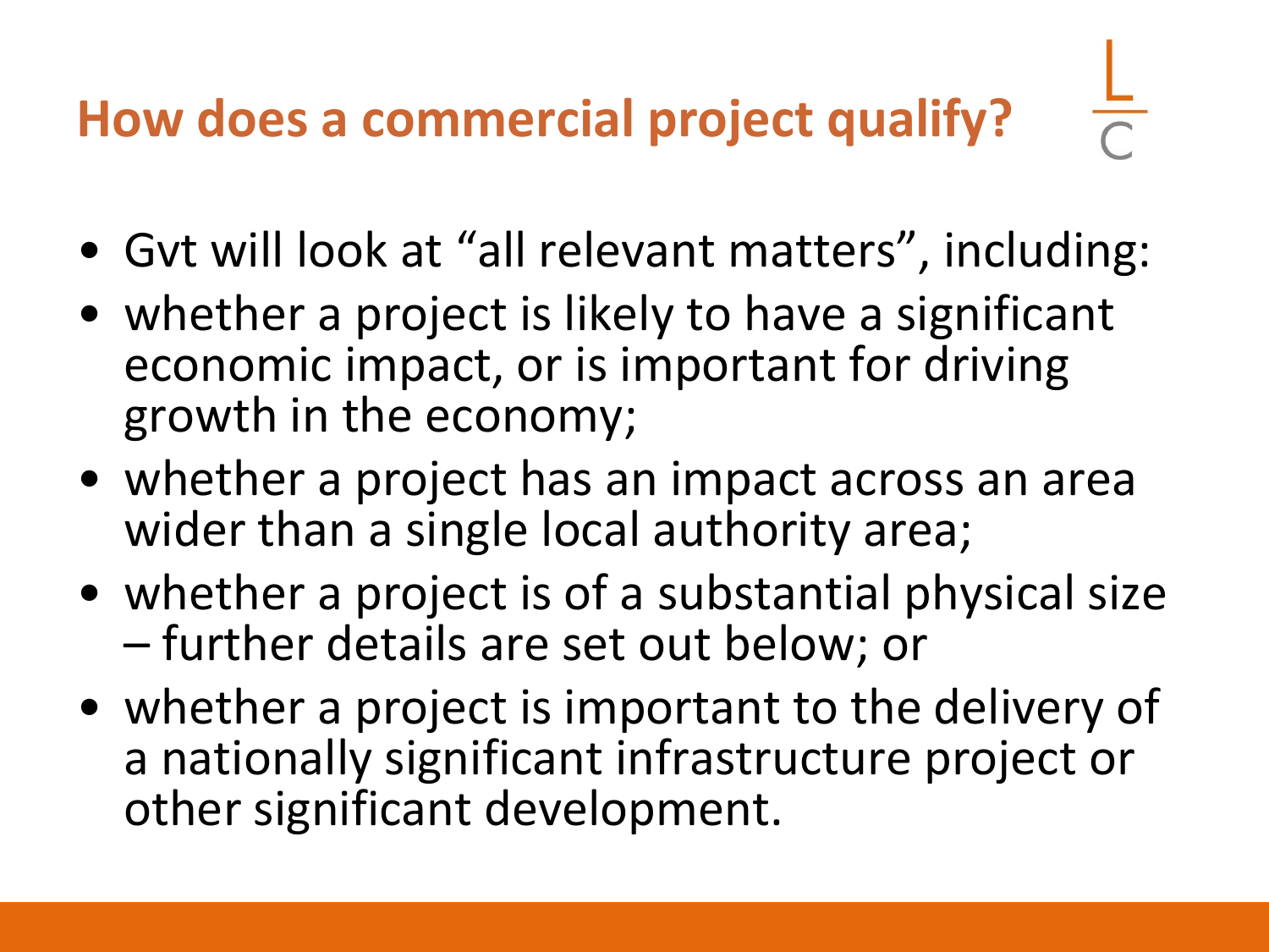# How does a commercial project qualify?

- Gvt will look at "all relevant matters", including:
- whether a project is likely to have a significant economic impact, or is important for driving growth in the economy;
- whether a project has an impact across an area wider than a single local authority area;
- whether a project is of a substantial physical size – further details are set out below; or
- whether a project is important to the delivery of a nationally significant infrastructure project or other significant development.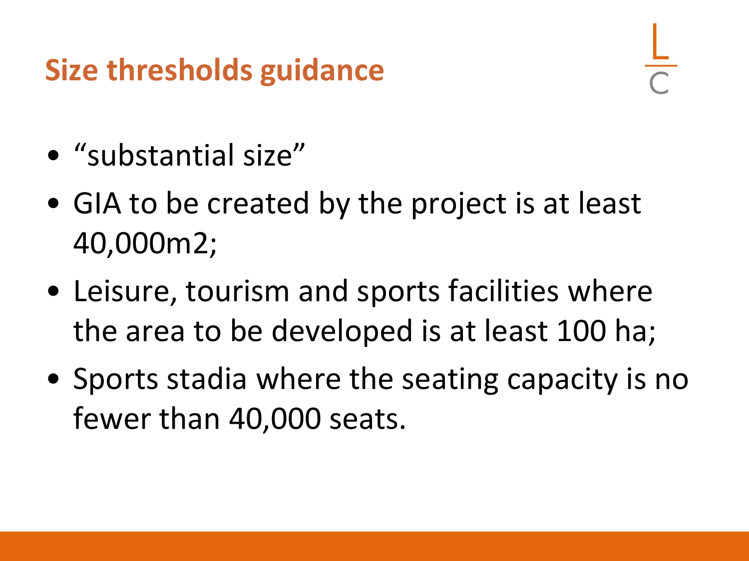## Size thresholds guidance

- “substantial size”
- GIA to be created by the project is at least 40,000m2;
- Leisure, tourism and sports facilities where the area to be developed is at least 100 ha;
- Sports stadia where the seating capacity is no fewer than 40,000 seats.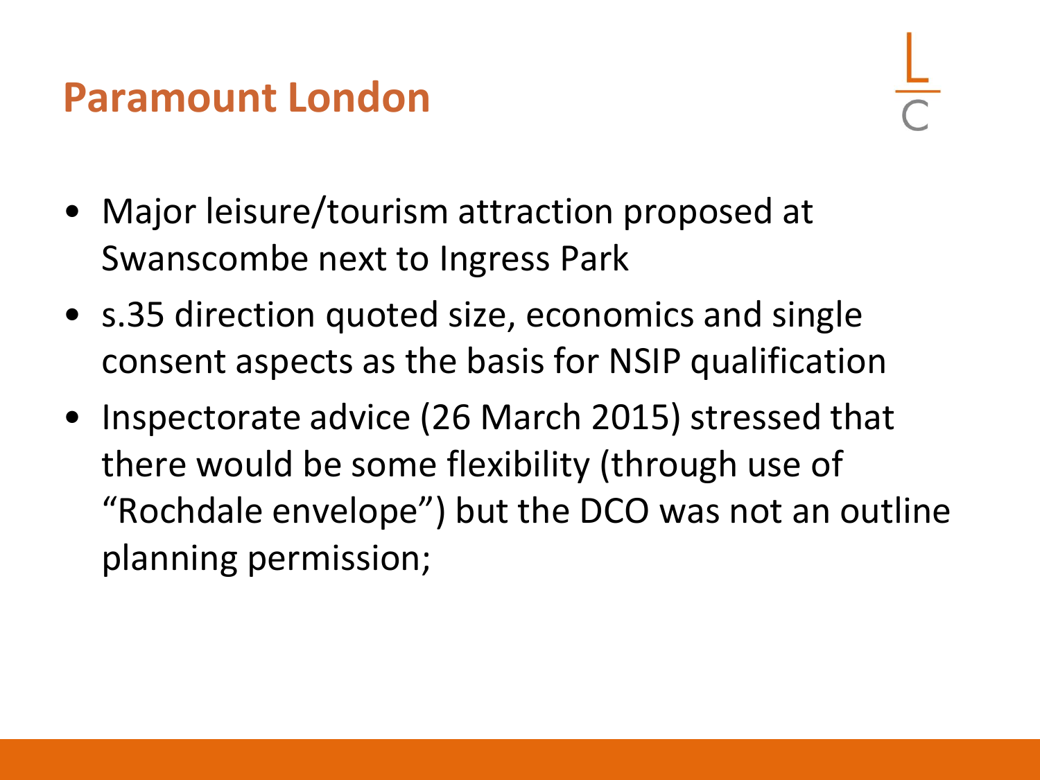# Paramount London

- Major leisure/tourism attraction proposed at Swanscombe next to Ingress Park
- s.35 direction quoted size, economics and single consent aspects as the basis for NSIP qualification
- Inspectorate advice (26 March 2015) stressed that there would be some flexibility (through use of "Rochdale envelope") but the DCO was not an outline planning permission;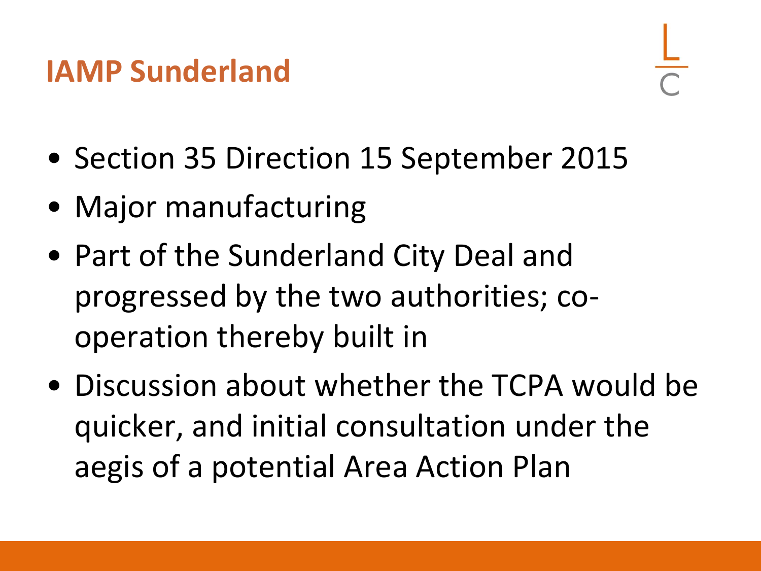# IAMP Sunderland

- Section 35 Direction 15 September 2015
- Major manufacturing
- Part of the Sunderland City Deal and progressed by the two authorities; co-operation thereby built in
- Discussion about whether the TCPA would be quicker, and initial consultation under the aegis of a potential Area Action Plan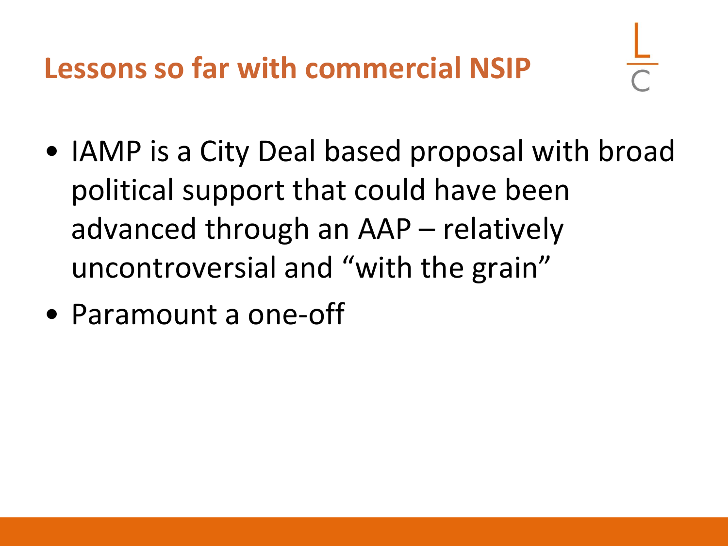# Lessons so far with commercial NSIP

- IAMP is a City Deal based proposal with broad political support that could have been advanced through an AAP – relatively uncontroversial and “with the grain”
- Paramount a one-off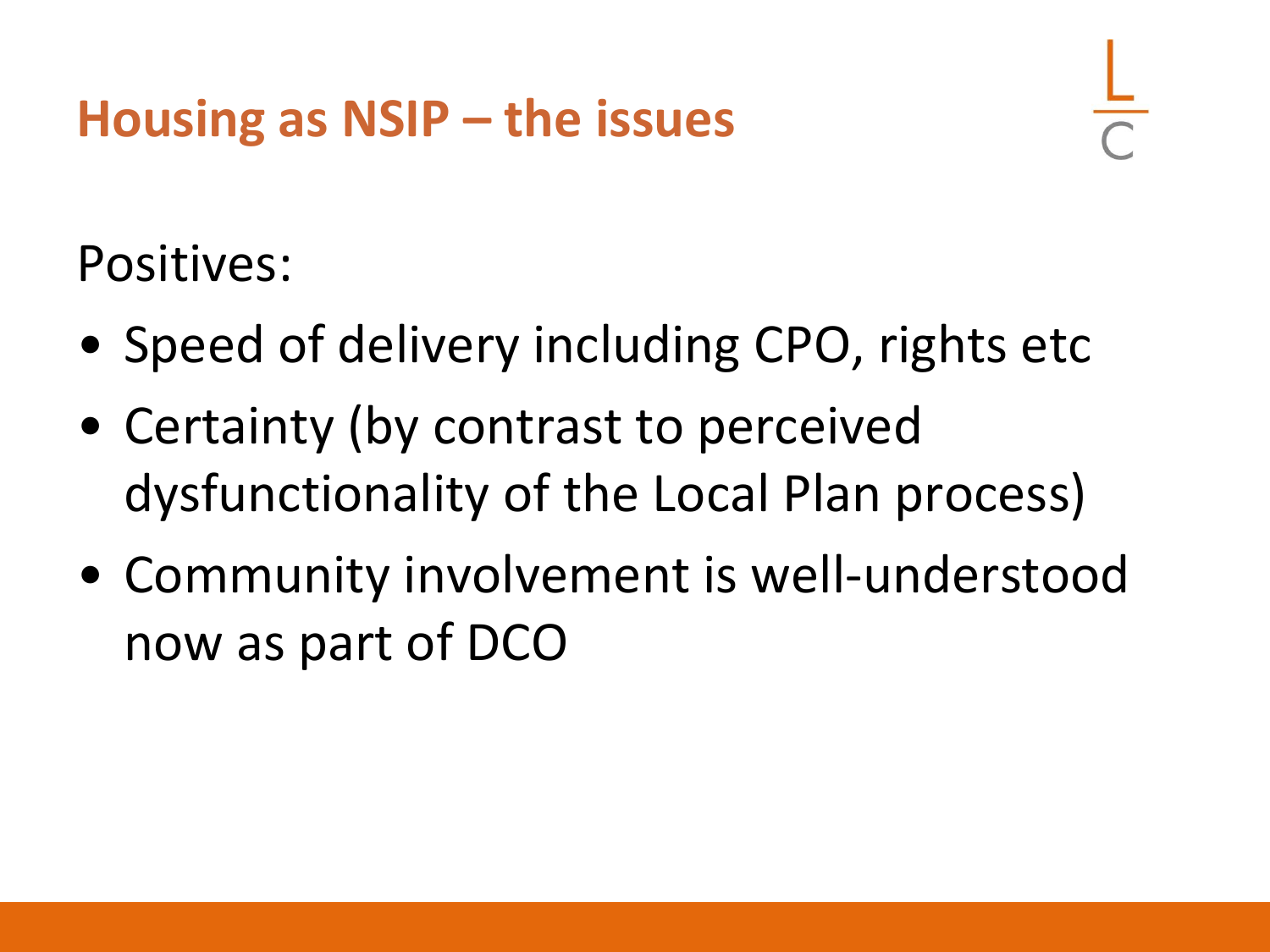# Housing as NSIP – the issues

Positives:

- Speed of delivery including CPO, rights etc
- Certainty (by contrast to perceived dysfunctionality of the Local Plan process)
- Community involvement is well-understood now as part of DCO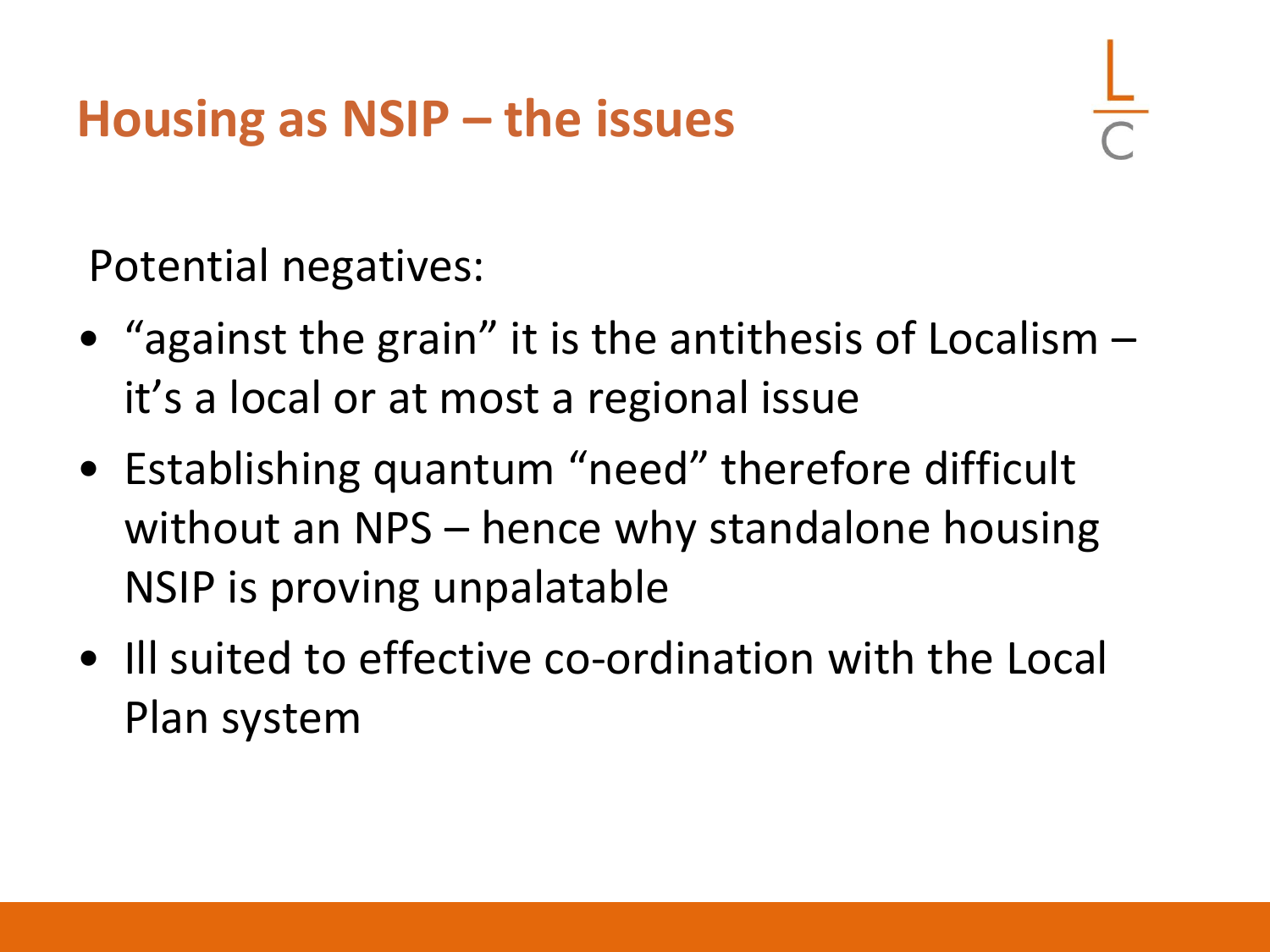# Housing as NSIP – the issues

Potential negatives:

- "against the grain" it is the antithesis of Localism – it's a local or at most a regional issue
- Establishing quantum "need" therefore difficult without an NPS – hence why standalone housing NSIP is proving unpalatable
- Ill suited to effective co-ordination with the Local Plan system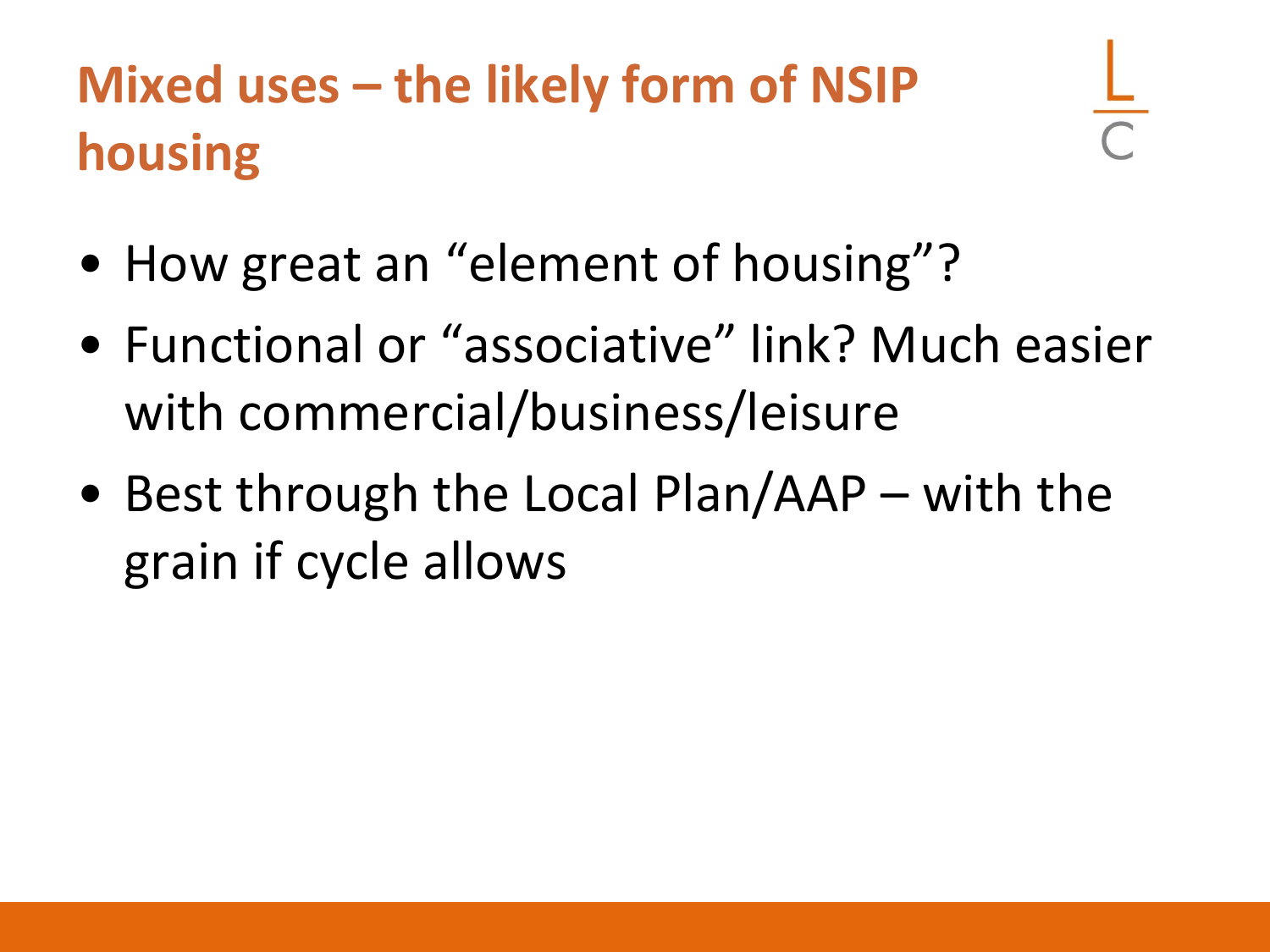# Mixed uses – the likely form of NSIP housing

- How great an “element of housing”?
- Functional or “associative” link? Much easier with commercial/business/leisure
- Best through the Local Plan/AAP – with the grain if cycle allows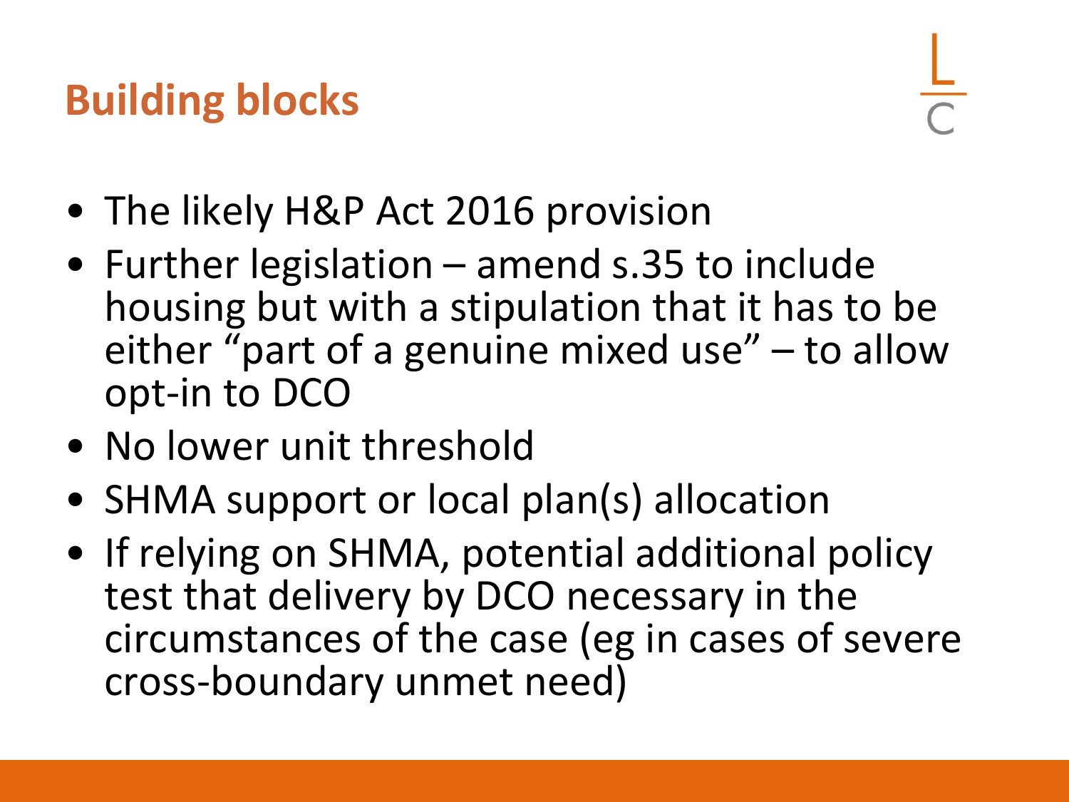# Building blocks

- The likely H&P Act 2016 provision
- Further legislation – amend s.35 to include housing but with a stipulation that it has to be either "part of a genuine mixed use" – to allow opt-in to DCO
- No lower unit threshold
- SHMA support or local plan(s) allocation
- If relying on SHMA, potential additional policy test that delivery by DCO necessary in the circumstances of the case (eg in cases of severe cross-boundary unmet need)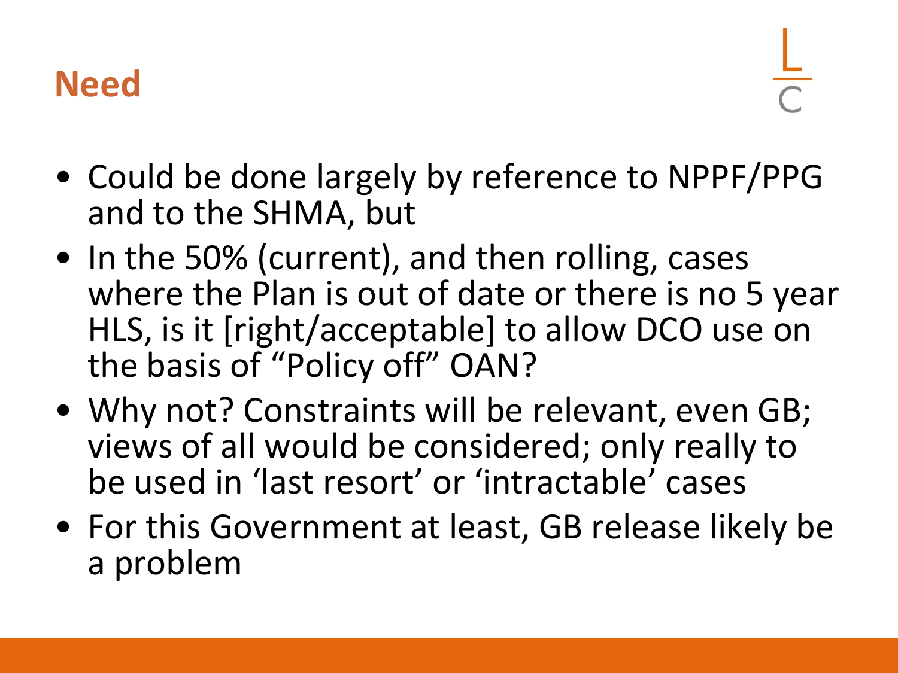## Need

- Could be done largely by reference to NPPF/PPG and to the SHMA, but
- In the 50% (current), and then rolling, cases where the Plan is out of date or there is no 5 year HLS, is it [right/acceptable] to allow DCO use on the basis of “Policy off” OAN?
- Why not? Constraints will be relevant, even GB; views of all would be considered; only really to be used in ‘last resort’ or ‘intractable’ cases
- For this Government at least, GB release likely be a problem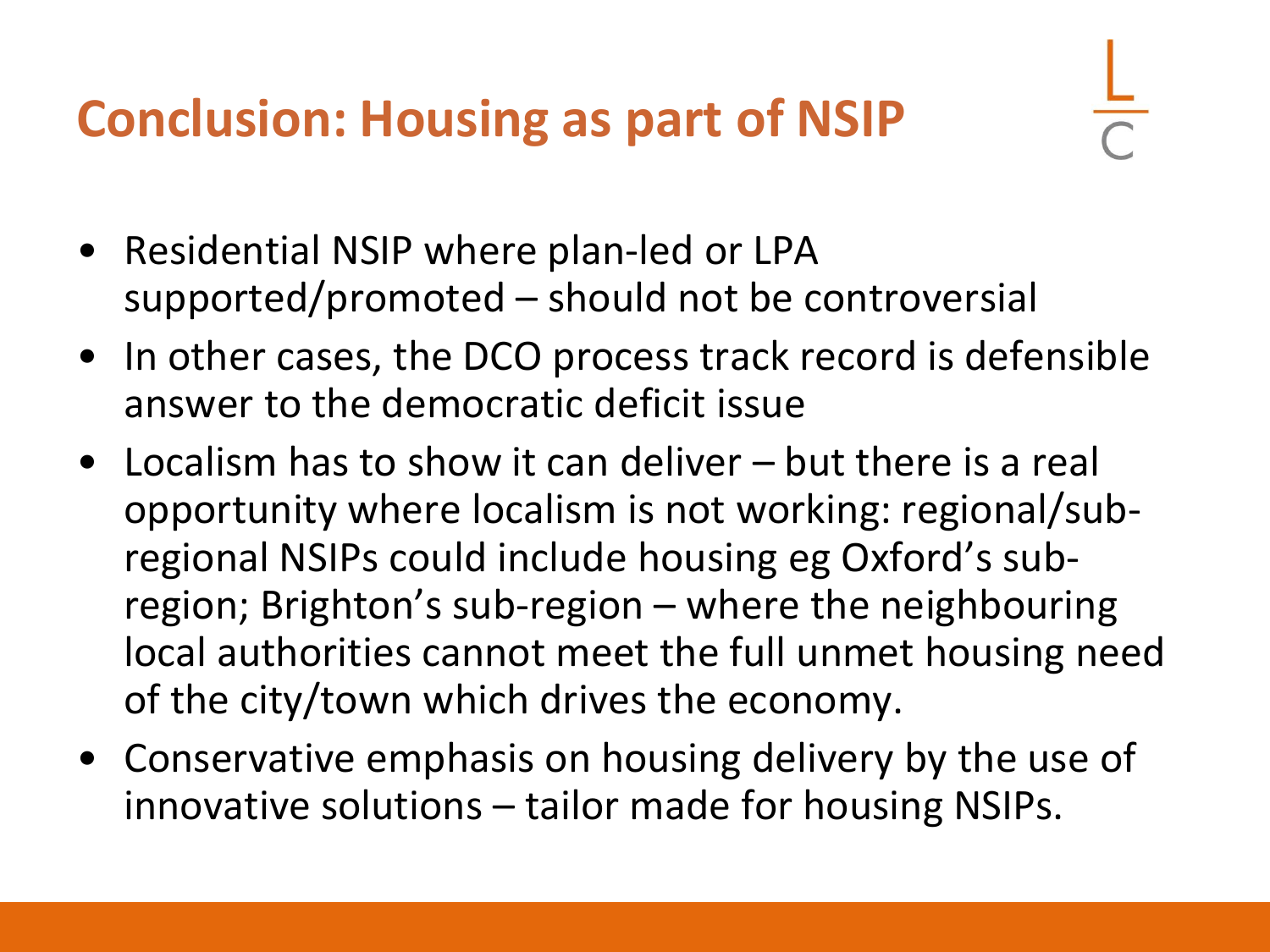# Conclusion: Housing as part of NSIP

- Residential NSIP where plan-led or LPA supported/promoted – should not be controversial
- In other cases, the DCO process track record is defensible answer to the democratic deficit issue
- Localism has to show it can deliver – but there is a real opportunity where localism is not working: regional/sub-regional NSIPs could include housing eg Oxford's sub-region; Brighton's sub-region – where the neighbouring local authorities cannot meet the full unmet housing need of the city/town which drives the economy.
- Conservative emphasis on housing delivery by the use of innovative solutions – tailor made for housing NSIPs.